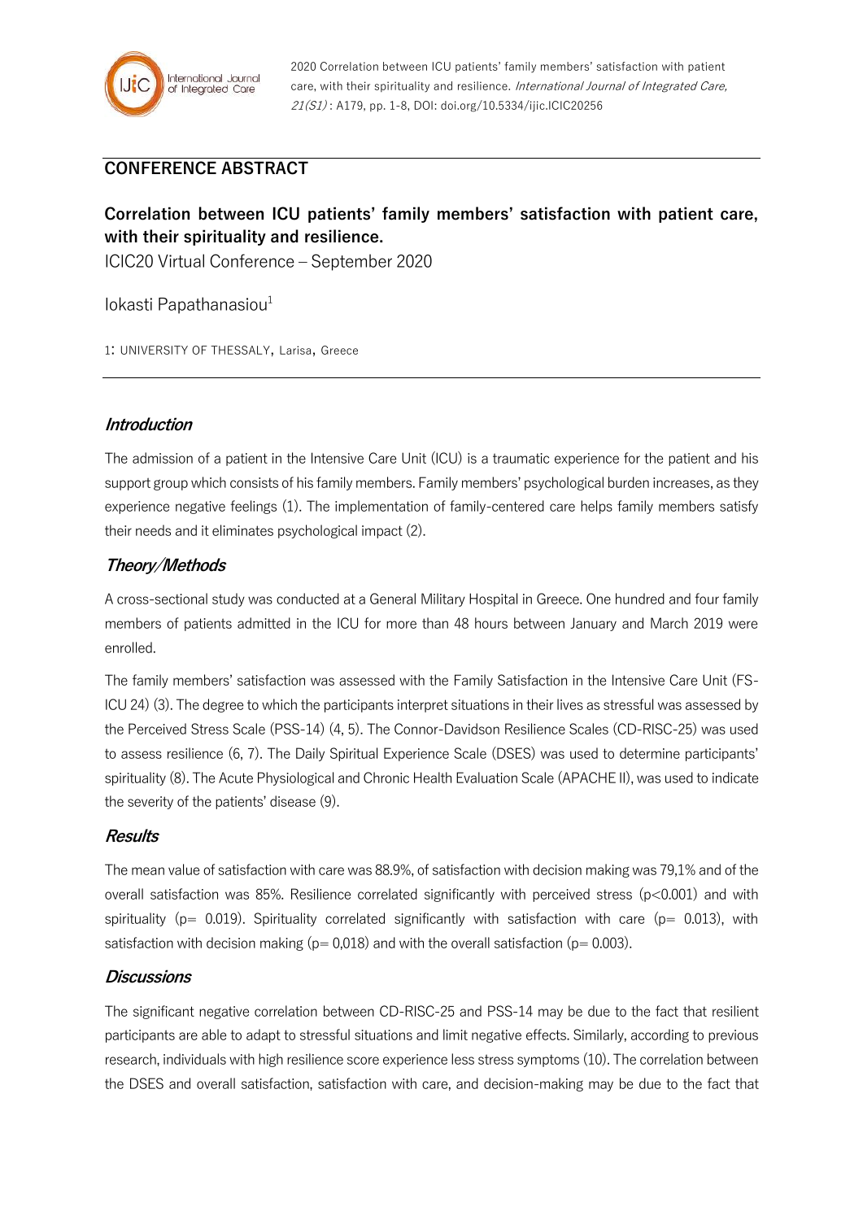2020 Correlation between ICU patients' family members' satisfaction with patient care, with their spirituality and resilience. *International Journal of Integrated Care, 21(S1)* : A179, pp. 1-8, DOI: doi.org/10.5334/ijic.ICIC20256

## CONFERENCE ABSTRACT

# Correlation between ICU patients' family members' satisfaction with patient care, with their spirituality and resilience.

ICIC20 Virtual Conference – September 2020

Iokasti Papathanasiou[1]

1: UNIVERSITY OF THESSALY, Larisa, Greece

### *Introduction*

The admission of a patient in the Intensive Care Unit (ICU) is a traumatic experience for the patient and his support group which consists of his family members. Family members' psychological burden increases, as they experience negative feelings (1). The implementation of family-centered care helps family members satisfy their needs and it eliminates psychological impact (2).

### *Theory/Methods*

A cross-sectional study was conducted at a General Military Hospital in Greece. One hundred and four family members of patients admitted in the ICU for more than 48 hours between January and March 2019 were enrolled.

The family members' satisfaction was assessed with the Family Satisfaction in the Intensive Care Unit (FS-ICU 24) (3). The degree to which the participants interpret situations in their lives as stressful was assessed by the Perceived Stress Scale (PSS-14) (4, 5). The Connor-Davidson Resilience Scales (CD-RISC-25) was used to assess resilience (6, 7). The Daily Spiritual Experience Scale (DSES) was used to determine participants' spirituality (8). The Acute Physiological and Chronic Health Evaluation Scale (APACHE II), was used to indicate the severity of the patients' disease (9).

### *Results*

The mean value of satisfaction with care was 88.9%, of satisfaction with decision making was 79,1% and of the overall satisfaction was 85%. Resilience correlated significantly with perceived stress ($p<0.001$) and with spirituality ($p= 0.019$). Spirituality correlated significantly with satisfaction with care ($p= 0.013$), with satisfaction with decision making ($p= 0,018$) and with the overall satisfaction ($p= 0.003$).

### *Discussions*

The significant negative correlation between CD-RISC-25 and PSS-14 may be due to the fact that resilient participants are able to adapt to stressful situations and limit negative effects. Similarly, according to previous research, individuals with high resilience score experience less stress symptoms (10). The correlation between the DSES and overall satisfaction, satisfaction with care, and decision-making may be due to the fact that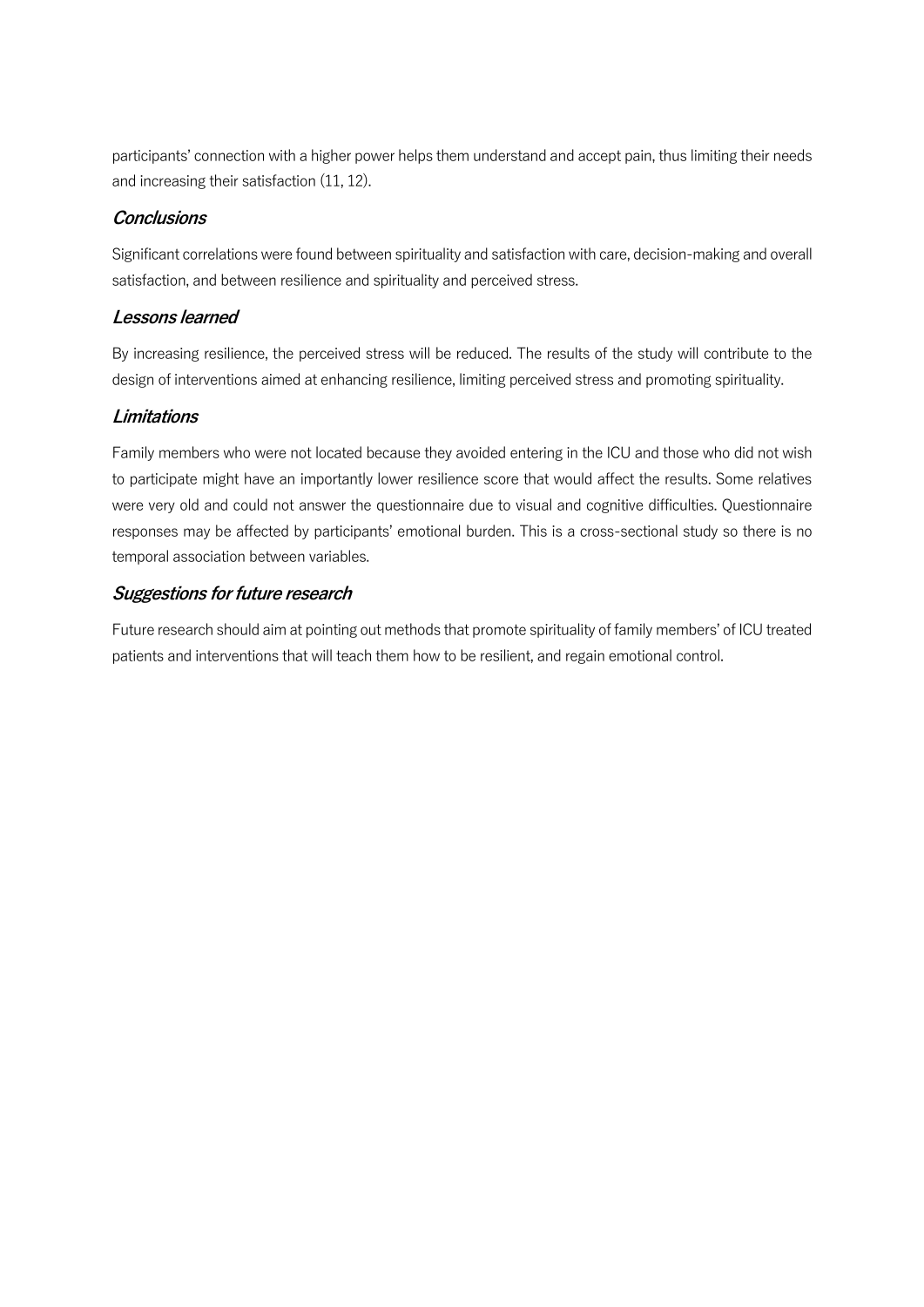participants' connection with a higher power helps them understand and accept pain, thus limiting their needs and increasing their satisfaction (11, 12).

### *Conclusions*

Significant correlations were found between spirituality and satisfaction with care, decision-making and overall satisfaction, and between resilience and spirituality and perceived stress.

### *Lessons learned*

By increasing resilience, the perceived stress will be reduced. The results of the study will contribute to the design of interventions aimed at enhancing resilience, limiting perceived stress and promoting spirituality.

### *Limitations*

Family members who were not located because they avoided entering in the ICU and those who did not wish to participate might have an importantly lower resilience score that would affect the results. Some relatives were very old and could not answer the questionnaire due to visual and cognitive difficulties. Questionnaire responses may be affected by participants' emotional burden. This is a cross-sectional study so there is no temporal association between variables.

### *Suggestions for future research*

Future research should aim at pointing out methods that promote spirituality of family members' of ICU treated patients and interventions that will teach them how to be resilient, and regain emotional control.